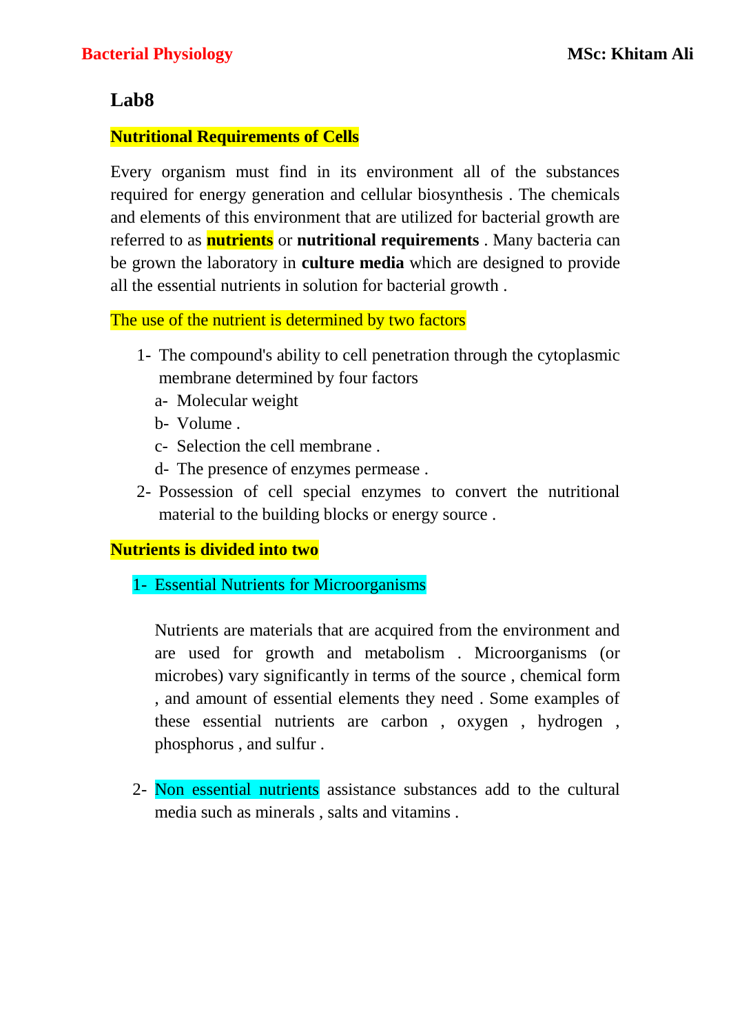# Lab8

## Nutritional Requirements of Cells

Every organism must find in its environment all of the substances required for energy generation and cellular biosynthesis . The chemicals and elements of this environment that are utilized for bacterial growth are referred to as **nutrients** or **nutritional requirements** . Many bacteria can be grown the laboratory in **culture media** which are designed to provide all the essential nutrients in solution for bacterial growth .

The use of the nutrient is determined by two factors

1- The compound's ability to cell penetration through the cytoplasmic membrane determined by four factors
   a- Molecular weight
   b- Volume .
   c- Selection the cell membrane .
   d- The presence of enzymes permease .
2- Possession of cell special enzymes to convert the nutritional material to the building blocks or energy source .

## Nutrients is divided into two

### 1- Essential Nutrients for Microorganisms

Nutrients are materials that are acquired from the environment and are used for growth and metabolism . Microorganisms (or microbes) vary significantly in terms of the source , chemical form , and amount of essential elements they need . Some examples of these essential nutrients are carbon , oxygen , hydrogen , phosphorus , and sulfur .

2- Non essential nutrients assistance substances add to the cultural media such as minerals , salts and vitamins .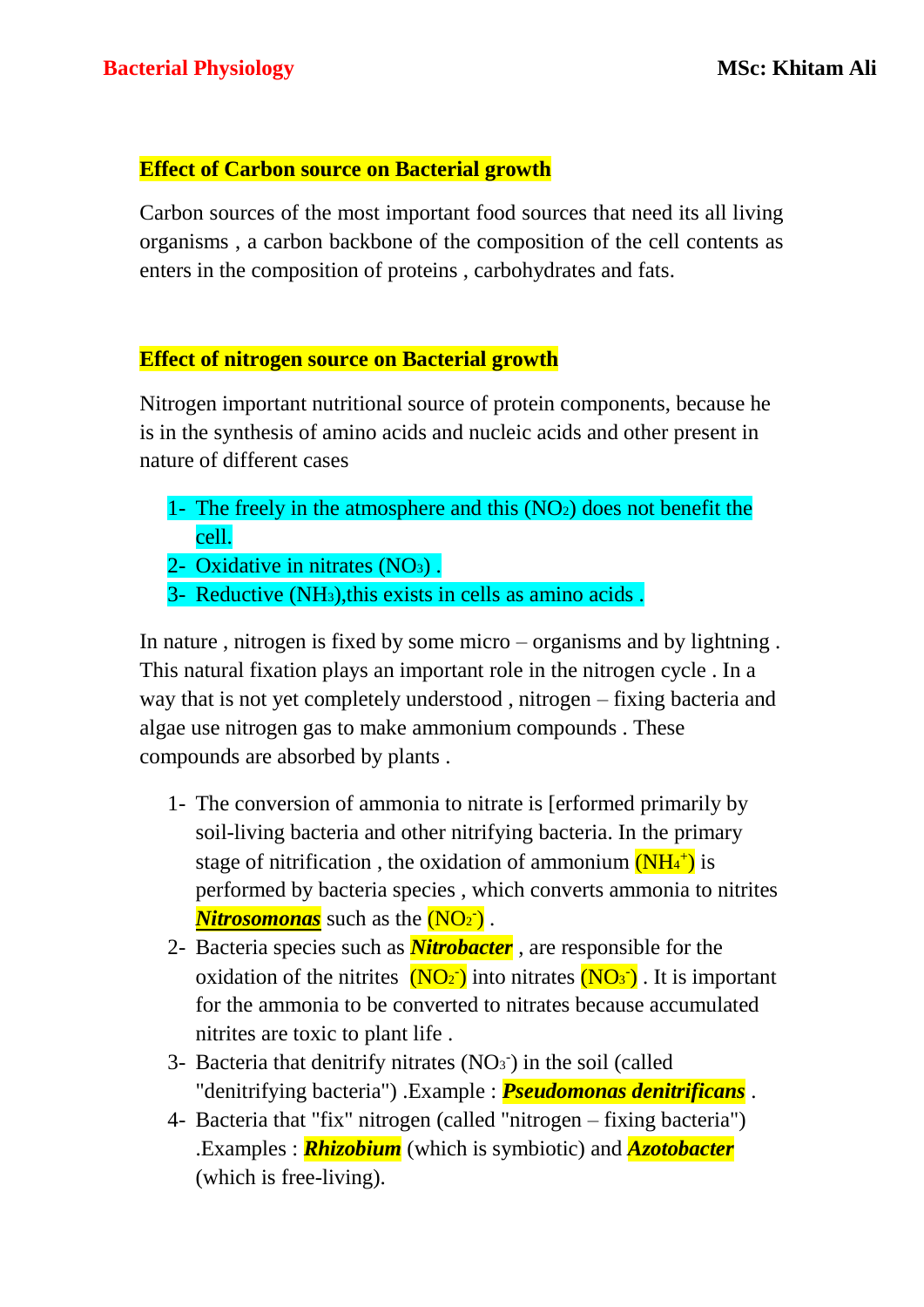## Effect of Carbon source on Bacterial growth

Carbon sources of the most important food sources that need its all living organisms , a carbon backbone of the composition of the cell contents as enters in the composition of proteins , carbohydrates and fats.

## Effect of nitrogen source on Bacterial growth

Nitrogen important nutritional source of protein components, because he is in the synthesis of amino acids and nucleic acids and other present in nature of different cases

1- The freely in the atmosphere and this ($NO_2$) does not benefit the cell.
2- Oxidative in nitrates ($NO_3$) .
3- Reductive ($NH_3$),this exists in cells as amino acids .

In nature , nitrogen is fixed by some micro – organisms and by lightning . This natural fixation plays an important role in the nitrogen cycle . In a way that is not yet completely understood , nitrogen – fixing bacteria and algae use nitrogen gas to make ammonium compounds . These compounds are absorbed by plants .

1- The conversion of ammonia to nitrate is [erformed primarily by soil-living bacteria and other nitrifying bacteria. In the primary stage of nitrification , the oxidation of ammonium ($NH_4^+$) is performed by bacteria species , which converts ammonia to nitrites ***Nitrosomonas*** such as the ($NO_2^-$) .
2- Bacteria species such as ***Nitrobacter*** , are responsible for the oxidation of the nitrites ($NO_2^-$) into nitrates ($NO_3^-$) . It is important for the ammonia to be converted to nitrates because accumulated nitrites are toxic to plant life .
3- Bacteria that denitrify nitrates ($NO_3^-$) in the soil (called "denitrifying bacteria") .Example : ***Pseudomonas denitrificans*** .
4- Bacteria that "fix" nitrogen (called "nitrogen – fixing bacteria") .Examples : ***Rhizobium*** (which is symbiotic) and ***Azotobacter*** (which is free-living).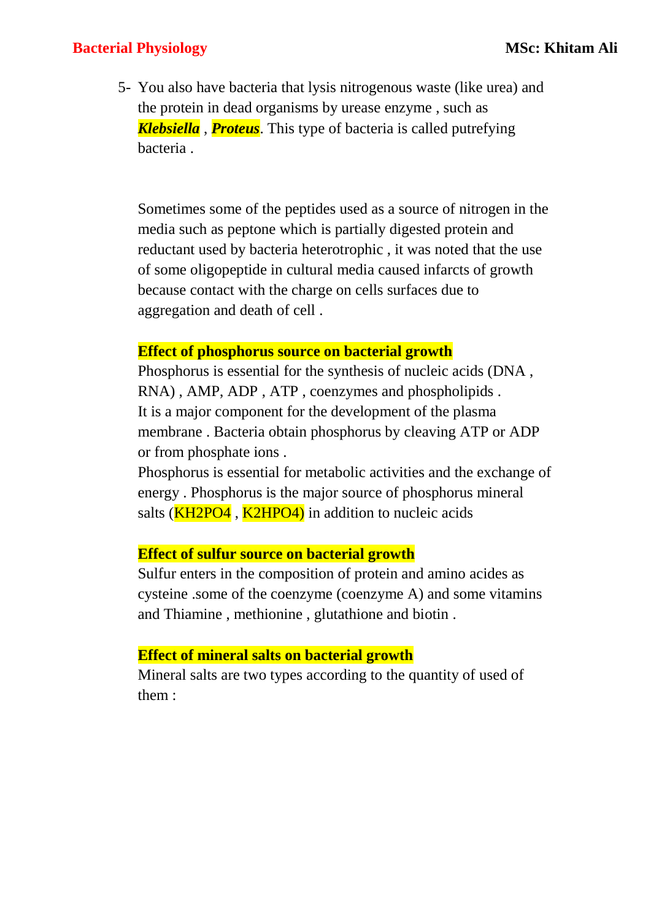5- You also have bacteria that lysis nitrogenous waste (like urea) and the protein in dead organisms by urease enzyme , such as ***Klebsiella*** , ***Proteus***. This type of bacteria is called putrefying bacteria .

Sometimes some of the peptides used as a source of nitrogen in the media such as peptone which is partially digested protein and reductant used by bacteria heterotrophic , it was noted that the use of some oligopeptide in cultural media caused infarcts of growth because contact with the charge on cells surfaces due to aggregation and death of cell .

**Effect of phosphorus source on bacterial growth**

Phosphorus is essential for the synthesis of nucleic acids (DNA , RNA) , AMP, ADP , ATP , coenzymes and phospholipids . It is a major component for the development of the plasma membrane . Bacteria obtain phosphorus by cleaving ATP or ADP or from phosphate ions .

Phosphorus is essential for metabolic activities and the exchange of energy . Phosphorus is the major source of phosphorus mineral salts ($KH_2PO_4$ , $K_2HPO_4$) in addition to nucleic acids

**Effect of sulfur source on bacterial growth**

Sulfur enters in the composition of protein and amino acides as cysteine .some of the coenzyme (coenzyme A) and some vitamins and Thiamine , methionine , glutathione and biotin .

**Effect of mineral salts on bacterial growth**

Mineral salts are two types according to the quantity of used of them :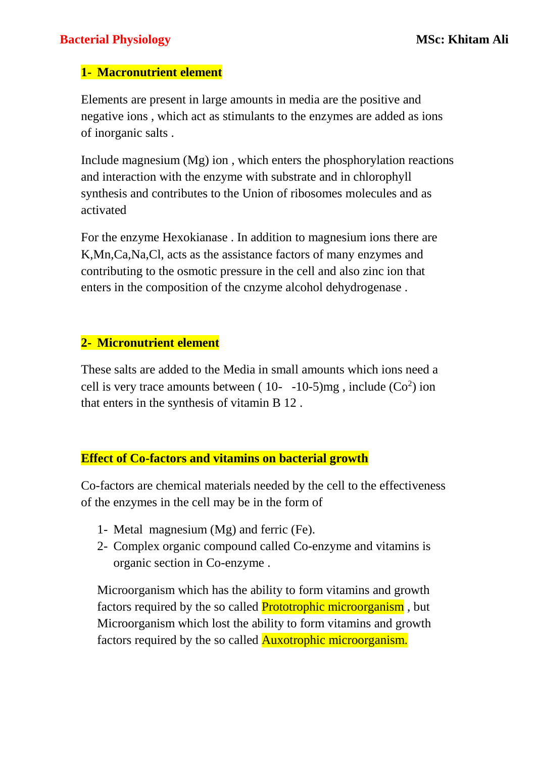## 1- Macronutrient element

Elements are present in large amounts in media are the positive and negative ions , which act as stimulants to the enzymes are added as ions of inorganic salts .

Include magnesium (Mg) ion , which enters the phosphorylation reactions and interaction with the enzyme with substrate and in chlorophyll synthesis and contributes to the Union of ribosomes molecules and as activated

For the enzyme Hexokianase . In addition to magnesium ions there are K,Mn,Ca,Na,Cl, acts as the assistance factors of many enzymes and contributing to the osmotic pressure in the cell and also zinc ion that enters in the composition of the cnzyme alcohol dehydrogenase .

## 2- Micronutrient element

These salts are added to the Media in small amounts which ions need a cell is very trace amounts between ( 10-   -10-5)mg , include ($Co^2$) ion that enters in the synthesis of vitamin B 12 .

## Effect of Co-factors and vitamins on bacterial growth

Co-factors are chemical materials needed by the cell to the effectiveness of the enzymes in the cell may be in the form of

1- Metal  magnesium (Mg) and ferric (Fe).
2- Complex organic compound called Co-enzyme and vitamins is organic section in Co-enzyme .

Microorganism which has the ability to form vitamins and growth factors required by the so called Prototrophic microorganism , but Microorganism which lost the ability to form vitamins and growth factors required by the so called Auxotrophic microorganism.